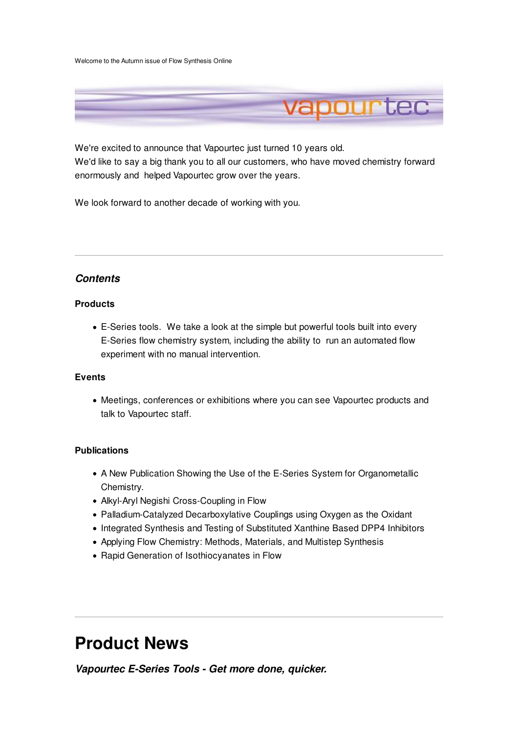Welcome to the Autumn issue of Flow Synthesis Online

We're excited to announce that Vapourtec just turned 10 years old.
We'd like to say a big thank you to all our customers, who have moved chemistry forward enormously and helped Vapourtec grow over the years.

We look forward to another decade of working with you.

---

### *Contents*

**Products**

- E-Series tools. We take a look at the simple but powerful tools built into every E-Series flow chemistry system, including the ability to run an automated flow experiment with no manual intervention.

**Events**

- Meetings, conferences or exhibitions where you can see Vapourtec products and talk to Vapourtec staff.

**Publications**

- A New Publication Showing the Use of the E-Series System for Organometallic Chemistry.
- Alkyl-Aryl Negishi Cross-Coupling in Flow
- Palladium-Catalyzed Decarboxylative Couplings using Oxygen as the Oxidant
- Integrated Synthesis and Testing of Substituted Xanthine Based DPP4 Inhibitors
- Applying Flow Chemistry: Methods, Materials, and Multistep Synthesis
- Rapid Generation of Isothiocyanates in Flow

---

# Product News

### *Vapourtec E-Series Tools - Get more done, quicker.*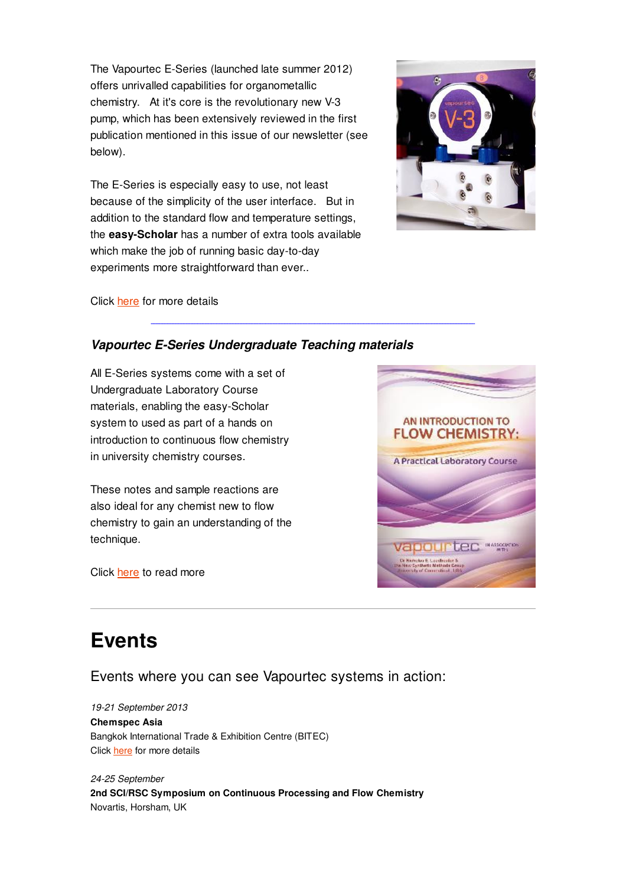The Vapourtec E-Series (launched late summer 2012) offers unrivalled capabilities for organometallic chemistry. At it's core is the revolutionary new V-3 pump, which has been extensively reviewed in the first publication mentioned in this issue of our newsletter (see below).

The E-Series is especially easy to use, not least because of the simplicity of the user interface. But in addition to the standard flow and temperature settings, the **easy-Scholar** has a number of extra tools available which make the job of running basic day-to-day experiments more straightforward than ever..

Click here for more details

---

### *Vapourtec E-Series Undergraduate Teaching materials*

All E-Series systems come with a set of Undergraduate Laboratory Course materials, enabling the easy-Scholar system to used as part of a hands on introduction to continuous flow chemistry in university chemistry courses.

These notes and sample reactions are also ideal for any chemist new to flow chemistry to gain an understanding of the technique.

Click here to read more

---

# Events

## Events where you can see Vapourtec systems in action:

*19-21 September 2013*
**Chemspec Asia**
Bangkok International Trade & Exhibition Centre (BITEC)
Click here for more details

*24-25 September*
**2nd SCI/RSC Symposium on Continuous Processing and Flow Chemistry**
Novartis, Horsham, UK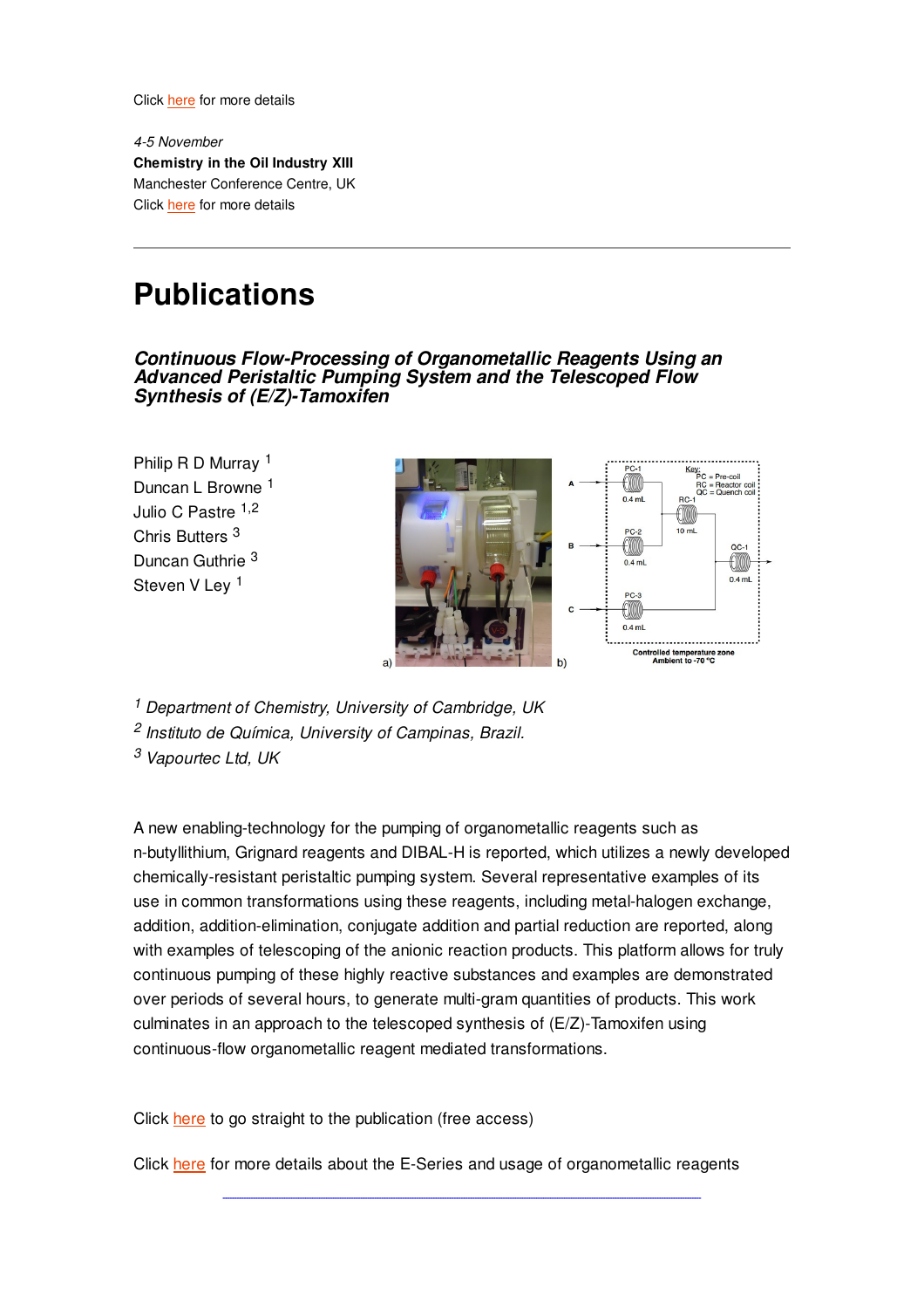Click here for more details

*4-5 November*
**Chemistry in the Oil Industry XIII**
Manchester Conference Centre, UK
Click here for more details

---

# Publications

### *Continuous Flow-Processing of Organometallic Reagents Using an Advanced Peristaltic Pumping System and the Telescoped Flow Synthesis of (E/Z)-Tamoxifen*

Philip R D Murray [1]
Duncan L Browne [1]
Julio C Pastre [1,2]
Chris Butters [3]
Duncan Guthrie [3]
Steven V Ley [1]

[1] *Department of Chemistry, University of Cambridge, UK*
[2] *Instituto de Química, University of Campinas, Brazil.*
[3] *Vapourtec Ltd, UK*

A new enabling-technology for the pumping of organometallic reagents such as n-butyllithium, Grignard reagents and DIBAL-H is reported, which utilizes a newly developed chemically-resistant peristaltic pumping system. Several representative examples of its use in common transformations using these reagents, including metal-halogen exchange, addition, addition-elimination, conjugate addition and partial reduction are reported, along with examples of telescoping of the anionic reaction products. This platform allows for truly continuous pumping of these highly reactive substances and examples are demonstrated over periods of several hours, to generate multi-gram quantities of products. This work culminates in an approach to the telescoped synthesis of (E/Z)-Tamoxifen using continuous-flow organometallic reagent mediated transformations.

Click here to go straight to the publication (free access)

Click here for more details about the E-Series and usage of organometallic reagents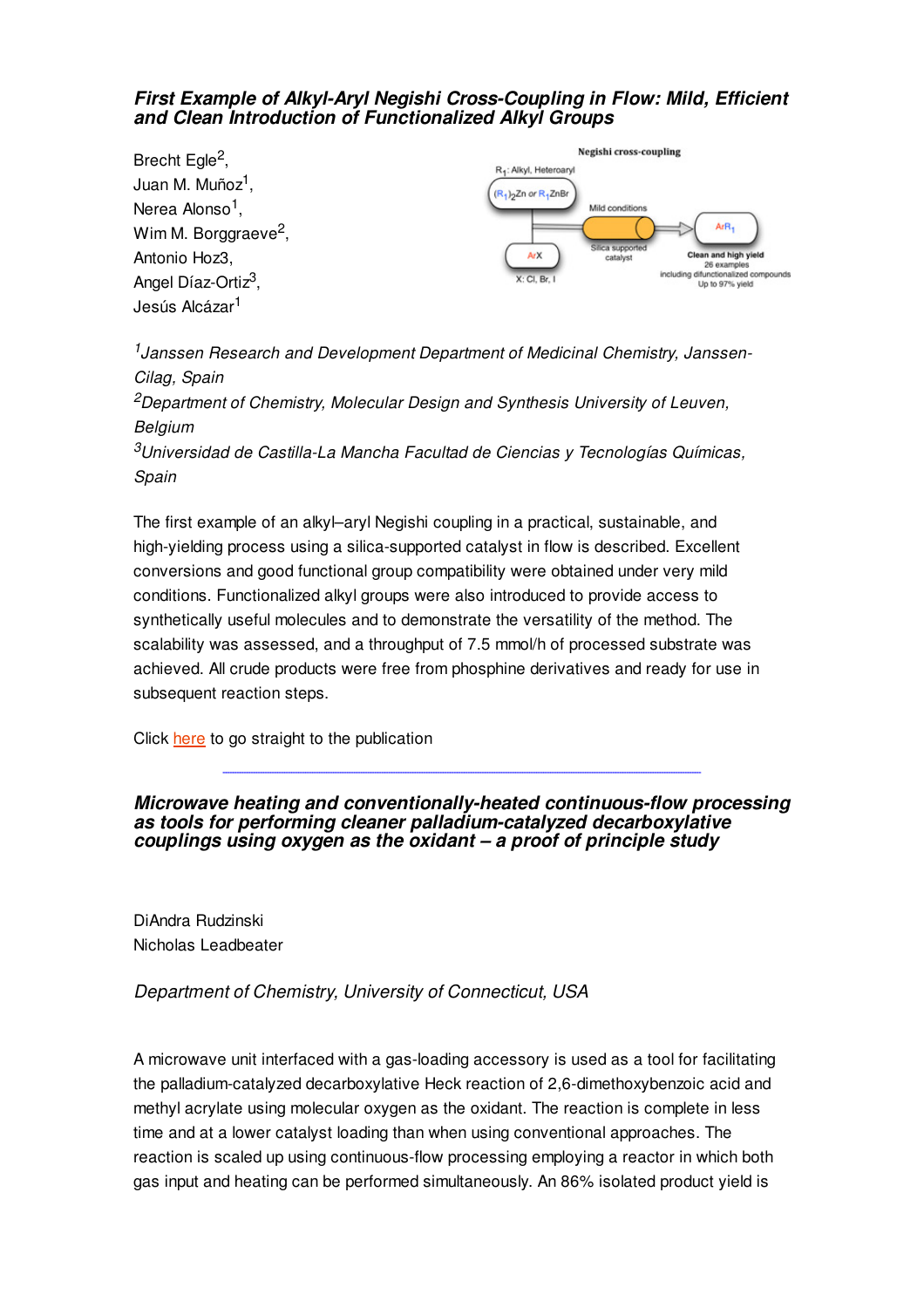## *First Example of Alkyl-Aryl Negishi Cross-Coupling in Flow: Mild, Efficient and Clean Introduction of Functionalized Alkyl Groups*

Brecht Egle[2],
Juan M. Muñoz[1],
Nerea Alonso[1],
Wim M. Borggraeve[2],
Antonio Hoz3,
Angel Díaz-Ortiz[3],
Jesús Alcázar[1]

*[1]Janssen Research and Development Department of Medicinal Chemistry, Janssen-Cilag, Spain*
*[2]Department of Chemistry, Molecular Design and Synthesis University of Leuven, Belgium*
*[3]Universidad de Castilla-La Mancha Facultad de Ciencias y Tecnologías Químicas, Spain*

The first example of an alkyl–aryl Negishi coupling in a practical, sustainable, and high-yielding process using a silica-supported catalyst in flow is described. Excellent conversions and good functional group compatibility were obtained under very mild conditions. Functionalized alkyl groups were also introduced to provide access to synthetically useful molecules and to demonstrate the versatility of the method. The scalability was assessed, and a throughput of 7.5 mmol/h of processed substrate was achieved. All crude products were free from phosphine derivatives and ready for use in subsequent reaction steps.

Click here to go straight to the publication

---

## *Microwave heating and conventionally-heated continuous-flow processing as tools for performing cleaner palladium-catalyzed decarboxylative couplings using oxygen as the oxidant – a proof of principle study*

DiAndra Rudzinski
Nicholas Leadbeater

*Department of Chemistry, University of Connecticut, USA*

A microwave unit interfaced with a gas-loading accessory is used as a tool for facilitating the palladium-catalyzed decarboxylative Heck reaction of 2,6-dimethoxybenzoic acid and methyl acrylate using molecular oxygen as the oxidant. The reaction is complete in less time and at a lower catalyst loading than when using conventional approaches. The reaction is scaled up using continuous-flow processing employing a reactor in which both gas input and heating can be performed simultaneously. An 86% isolated product yield is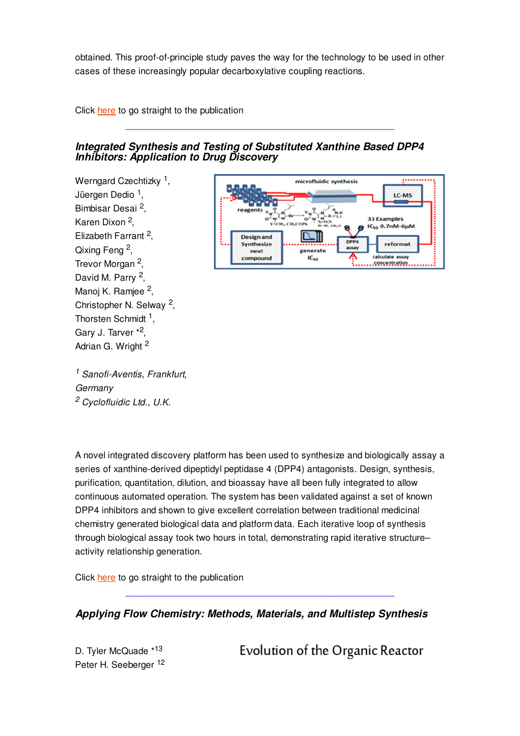obtained. This proof-of-principle study paves the way for the technology to be used in other cases of these increasingly popular decarboxylative coupling reactions.

Click here to go straight to the publication

---

### *Integrated Synthesis and Testing of Substituted Xanthine Based DPP4 Inhibitors: Application to Drug Discovery*

Werngard Czechtizky [1],
Jüergen Dedio [1],
Bimbisar Desai [2],
Karen Dixon [2],
Elizabeth Farrant [2],
Qixing Feng [2],
Trevor Morgan [2],
David M. Parry [2],
Manoj K. Ramjee [2],
Christopher N. Selway [2],
Thorsten Schmidt [1],
Gary J. Tarver *[2],
Adrian G. Wright [2]

*[1] Sanofi-Aventis, Frankfurt, Germany*
*[2] Cyclofluidic Ltd., U.K.*

A novel integrated discovery platform has been used to synthesize and biologically assay a series of xanthine-derived dipeptidyl peptidase 4 (DPP4) antagonists. Design, synthesis, purification, quantitation, dilution, and bioassay have all been fully integrated to allow continuous automated operation. The system has been validated against a set of known DPP4 inhibitors and shown to give excellent correlation between traditional medicinal chemistry generated biological data and platform data. Each iterative loop of synthesis through biological assay took two hours in total, demonstrating rapid iterative structure–activity relationship generation.

Click here to go straight to the publication

---

### *Applying Flow Chemistry: Methods, Materials, and Multistep Synthesis*

D. Tyler McQuade *[13]
Peter H. Seeberger [12]

Evolution of the Organic Reactor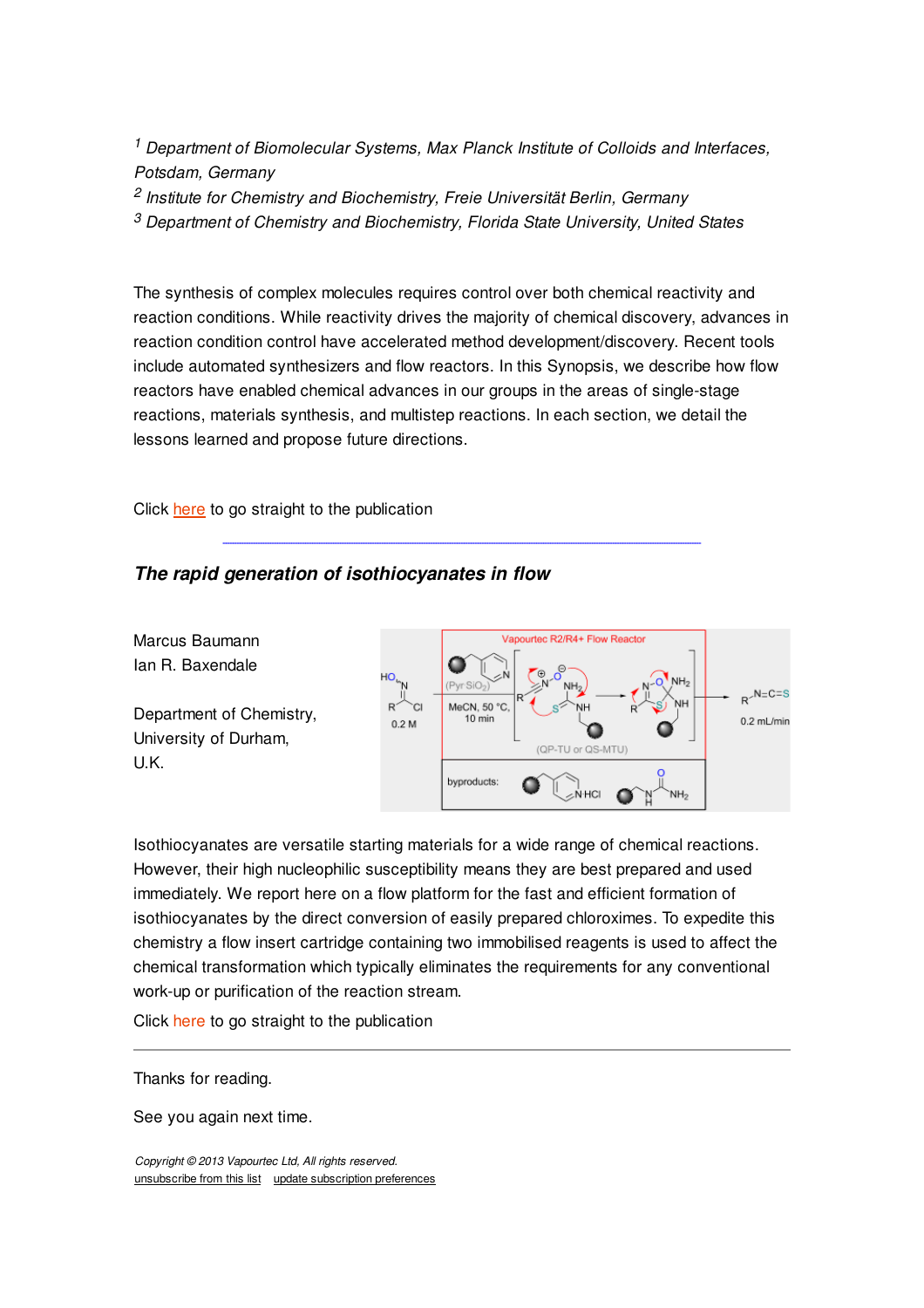[1] *Department of Biomolecular Systems, Max Planck Institute of Colloids and Interfaces, Potsdam, Germany*
[2] *Institute for Chemistry and Biochemistry, Freie Universität Berlin, Germany*
[3] *Department of Chemistry and Biochemistry, Florida State University, United States*

The synthesis of complex molecules requires control over both chemical reactivity and reaction conditions. While reactivity drives the majority of chemical discovery, advances in reaction condition control have accelerated method development/discovery. Recent tools include automated synthesizers and flow reactors. In this Synopsis, we describe how flow reactors have enabled chemical advances in our groups in the areas of single-stage reactions, materials synthesis, and multistep reactions. In each section, we detail the lessons learned and propose future directions.

Click here to go straight to the publication

---

## *The rapid generation of isothiocyanates in flow*

Marcus Baumann
Ian R. Baxendale

Department of Chemistry,
University of Durham,
U.K.

Vapourtec R2/R4+ Flow Reactor

(Pyr·SiO$_2$)

MeCN, 50 °C, 10 min

0.2 M

(QP-TU or QS-MTU)

0.2 mL/min

byproducts:

Isothiocyanates are versatile starting materials for a wide range of chemical reactions. However, their high nucleophilic susceptibility means they are best prepared and used immediately. We report here on a flow platform for the fast and efficient formation of isothiocyanates by the direct conversion of easily prepared chloroximes. To expedite this chemistry a flow insert cartridge containing two immobilised reagents is used to affect the chemical transformation which typically eliminates the requirements for any conventional work-up or purification of the reaction stream.

Click here to go straight to the publication

---

Thanks for reading.

See you again next time.

*Copyright © 2013 Vapourtec Ltd, All rights reserved.*
unsubscribe from this list update subscription preferences